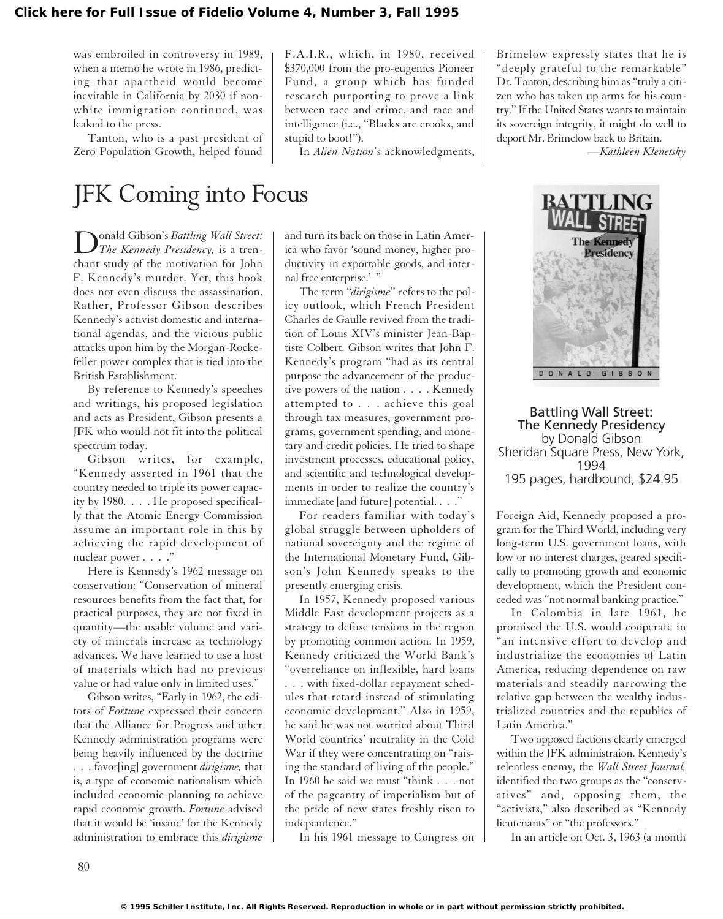was embroiled in controversy in 1989, when a memo he wrote in 1986, predicting that apartheid would become inevitable in California by 2030 if non-white immigration continued, was leaked to the press.

Tanton, who is a past president of Zero Population Growth, helped found F.A.I.R., which, in 1980, received $370,000 from the pro-eugenics Pioneer Fund, a group which has funded research purporting to prove a link between race and crime, and race and intelligence (i.e., "Blacks are crooks, and stupid to boot!").

In *Alien Nation*'s acknowledgments, Brimelow expressly states that he is "deeply grateful to the remarkable" Dr. Tanton, describing him as "truly a citizen who has taken up arms for his country." If the United States wants to maintain its sovereign integrity, it might do well to deport Mr. Brimelow back to Britain.

—*Kathleen Klenetsky*

# JFK Coming into Focus

Donald Gibson's *Battling Wall Street: The Kennedy Presidency,* is a trenchant study of the motivation for John F. Kennedy's murder. Yet, this book does not even discuss the assassination. Rather, Professor Gibson describes Kennedy's activist domestic and international agendas, and the vicious public attacks upon him by the Morgan-Rockefeller power complex that is tied into the British Establishment.

By reference to Kennedy's speeches and writings, his proposed legislation and acts as President, Gibson presents a JFK who would not fit into the political spectrum today.

Gibson writes, for example, "Kennedy asserted in 1961 that the country needed to triple its power capacity by 1980. . . . He proposed specifically that the Atomic Energy Commission assume an important role in this by achieving the rapid development of nuclear power . . . ."

Here is Kennedy's 1962 message on conservation: "Conservation of mineral resources benefits from the fact that, for practical purposes, they are not fixed in quantity—the usable volume and variety of minerals increase as technology advances. We have learned to use a host of materials which had no previous value or had value only in limited uses."

Gibson writes, "Early in 1962, the editors of *Fortune* expressed their concern that the Alliance for Progress and other Kennedy administration programs were being heavily influenced by the doctrine . . . favor[ing] government *dirigisme,* that is, a type of economic nationalism which included economic planning to achieve rapid economic growth. *Fortune* advised that it would be 'insane' for the Kennedy administration to embrace this *dirigisme* and turn its back on those in Latin America who favor 'sound money, higher productivity in exportable goods, and internal free enterprise.' "

The term "*dirigisme*" refers to the policy outlook, which French President Charles de Gaulle revived from the tradition of Louis XIV's minister Jean-Baptiste Colbert. Gibson writes that John F. Kennedy's program "had as its central purpose the advancement of the productive powers of the nation . . . . Kennedy attempted to . . . achieve this goal through tax measures, government programs, government spending, and monetary and credit policies. He tried to shape investment processes, educational policy, and scientific and technological developments in order to realize the country's immediate [and future] potential. . . ."

For readers familiar with today's global struggle between upholders of national sovereignty and the regime of the International Monetary Fund, Gibson's John Kennedy speaks to the presently emerging crisis.

In 1957, Kennedy proposed various Middle East development projects as a strategy to defuse tensions in the region by promoting common action. In 1959, Kennedy criticized the World Bank's "overreliance on inflexible, hard loans . . . with fixed-dollar repayment schedules that retard instead of stimulating economic development." Also in 1959, he said he was not worried about Third World countries' neutrality in the Cold War if they were concentrating on "raising the standard of living of the people." In 1960 he said we must "think . . . not of the pageantry of imperialism but of the pride of new states freshly risen to independence."

In his 1961 message to Congress on Foreign Aid, Kennedy proposed a program for the Third World, including very long-term U.S. government loans, with low or no interest charges, geared specifically to promoting growth and economic development, which the President conceded was "not normal banking practice."

In Colombia in late 1961, he promised the U.S. would cooperate in "an intensive effort to develop and industrialize the economies of Latin America, reducing dependence on raw materials and steadily narrowing the relative gap between the wealthy industrialized countries and the republics of Latin America."

Two opposed factions clearly emerged within the JFK administraion. Kennedy's relentless enemy, the *Wall Street Journal,* identified the two groups as the "conservatives" and, opposing them, the "activists," also described as "Kennedy lieutenants" or "the professors."

In an article on Oct. 3, 1963 (a month

**Battling Wall Street: The Kennedy Presidency**
by Donald Gibson
Sheridan Square Press, New York, 1994
195 pages, hardbound, $24.95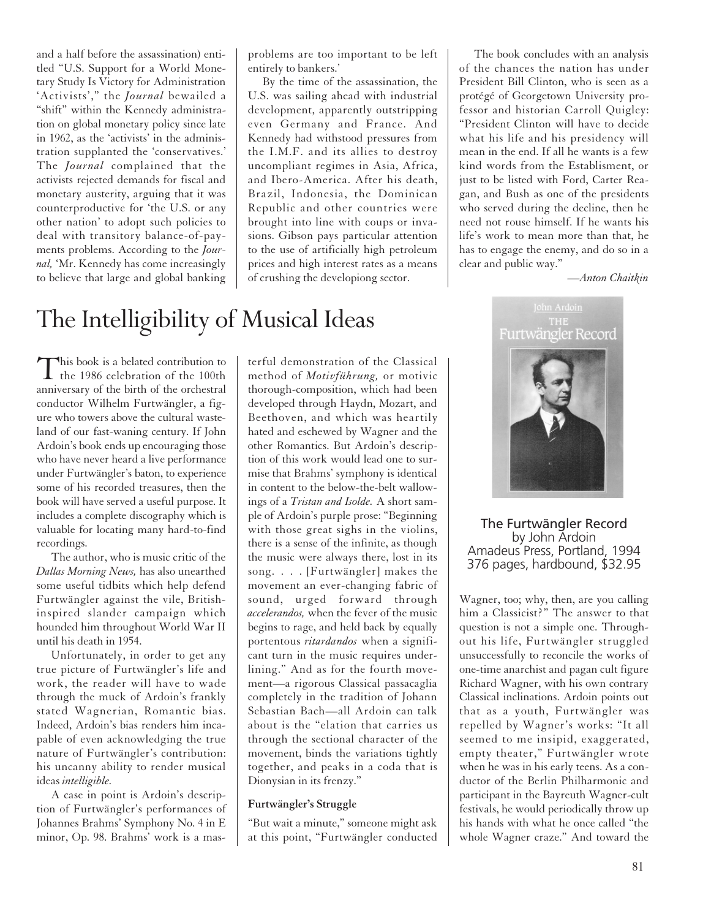and a half before the assassination) entitled "U.S. Support for a World Monetary Study Is Victory for Administration 'Activists'," the *Journal* bewailed a "shift" within the Kennedy administration on global monetary policy since late in 1962, as the 'activists' in the administration supplanted the 'conservatives.' The *Journal* complained that the activists rejected demands for fiscal and monetary austerity, arguing that it was counterproductive for 'the U.S. or any other nation' to adopt such policies to deal with transitory balance-of-payments problems. According to the *Journal,* 'Mr. Kennedy has come increasingly to believe that large and global banking problems are too important to be left entirely to bankers.'

By the time of the assassination, the U.S. was sailing ahead with industrial development, apparently outstripping even Germany and France. And Kennedy had withstood pressures from the I.M.F. and its allies to destroy uncompliant regimes in Asia, Africa, and Ibero-America. After his death, Brazil, Indonesia, the Dominican Republic and other countries were brought into line with coups or invasions. Gibson pays particular attention to the use of artificially high petroleum prices and high interest rates as a means of crushing the developiong sector.

The book concludes with an analysis of the chances the nation has under President Bill Clinton, who is seen as a protégé of Georgetown University professor and historian Carroll Quigley: "President Clinton will have to decide what his life and his presidency will mean in the end. If all he wants is a few kind words from the Establisment, or just to be listed with Ford, Carter Reagan, and Bush as one of the presidents who served during the decline, then he need not rouse himself. If he wants his life's work to mean more than that, he has to engage the enemy, and do so in a clear and public way."

—*Anton Chaitkin*

# The Intelligibility of Musical Ideas

**The Furtwängler Record**
by John Ardoin
Amadeus Press, Portland, 1994
376 pages, hardbound, $32.95

This book is a belated contribution to the 1986 celebration of the 100th anniversary of the birth of the orchestral conductor Wilhelm Furtwängler, a figure who towers above the cultural wasteland of our fast-waning century. If John Ardoin's book ends up encouraging those who have never heard a live performance under Furtwängler's baton, to experience some of his recorded treasures, then the book will have served a useful purpose. It includes a complete discography which is valuable for locating many hard-to-find recordings.

The author, who is music critic of the *Dallas Morning News,* has also unearthed some useful tidbits which help defend Furtwängler against the vile, British-inspired slander campaign which hounded him throughout World War II until his death in 1954.

Unfortunately, in order to get any true picture of Furtwängler's life and work, the reader will have to wade through the muck of Ardoin's frankly stated Wagnerian, Romantic bias. Indeed, Ardoin's bias renders him incapable of even acknowledging the true nature of Furtwängler's contribution: his uncanny ability to render musical ideas *intelligible.*

A case in point is Ardoin's description of Furtwängler's performances of Johannes Brahms' Symphony No. 4 in E minor, Op. 98. Brahms' work is a masterful demonstration of the Classical method of *Motivführung,* or motivic thorough-composition, which had been developed through Haydn, Mozart, and Beethoven, and which was heartily hated and eschewed by Wagner and the other Romantics. But Ardoin's description of this work would lead one to surmise that Brahms' symphony is identical in content to the below-the-belt wallowings of a *Tristan and Isolde.* A short sample of Ardoin's purple prose: "Beginning with those great sighs in the violins, there is a sense of the infinite, as though the music were always there, lost in its song. . . . [Furtwängler] makes the movement an ever-changing fabric of sound, urged forward through *accelerandos,* when the fever of the music begins to rage, and held back by equally portentous *ritardandos* when a significant turn in the music requires underlining." And as for the fourth movement—a rigorous Classical passacaglia completely in the tradition of Johann Sebastian Bach—all Ardoin can talk about is the "elation that carries us through the sectional character of the movement, binds the variations tightly together, and peaks in a coda that is Dionysian in its frenzy."

### Furtwängler's Struggle

"But wait a minute," someone might ask at this point, "Furtwängler conducted Wagner, too; why, then, are you calling him a Classicist?" The answer to that question is not a simple one. Throughout his life, Furtwängler struggled unsuccessfully to reconcile the works of one-time anarchist and pagan cult figure Richard Wagner, with his own contrary Classical inclinations. Ardoin points out that as a youth, Furtwängler was repelled by Wagner's works: "It all seemed to me insipid, exaggerated, empty theater," Furtwängler wrote when he was in his early teens. As a conductor of the Berlin Philharmonic and participant in the Bayreuth Wagner-cult festivals, he would periodically throw up his hands with what he once called "the whole Wagner craze." And toward the